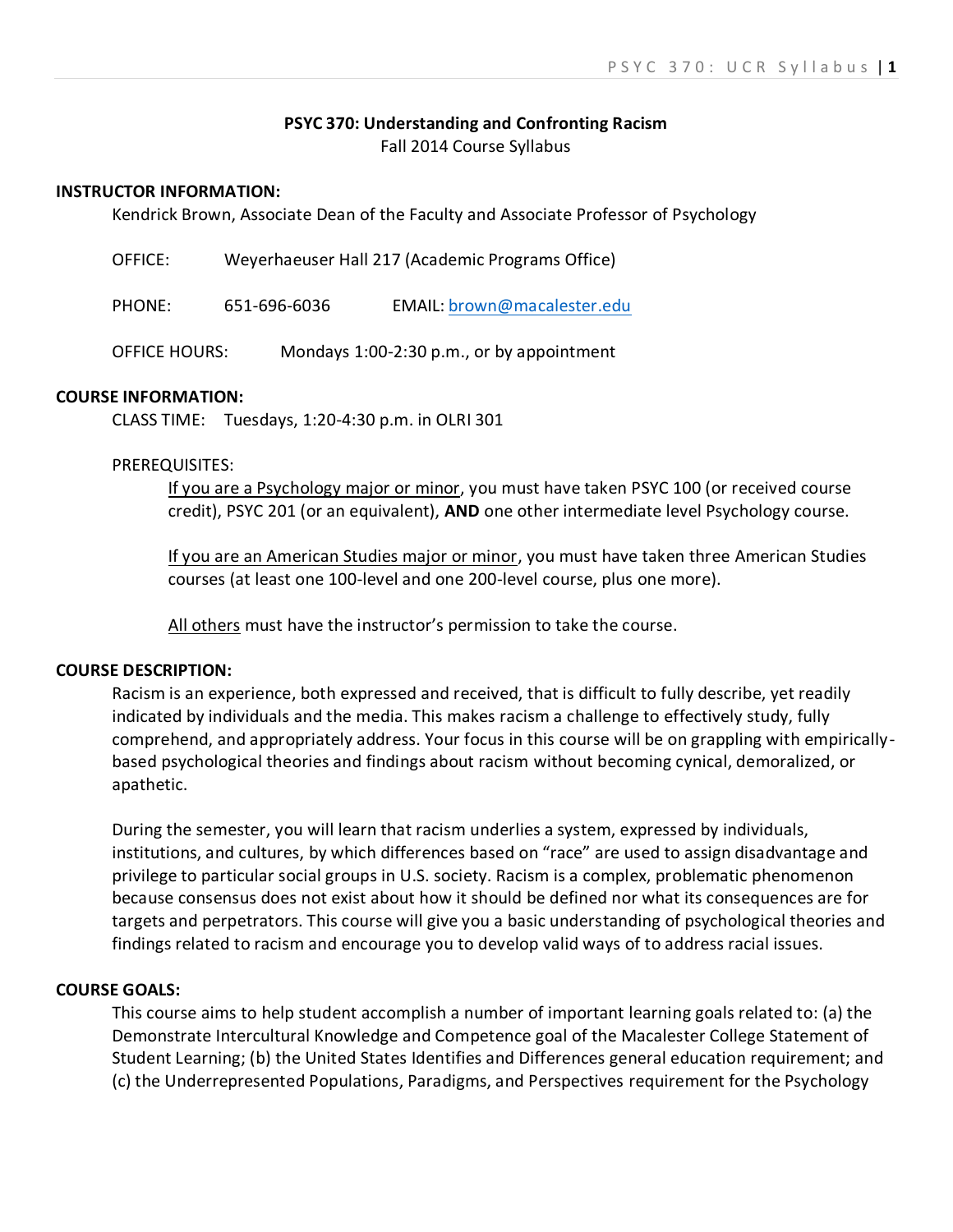**PSYC 370: Understanding and Confronting Racism**
Fall 2014 Course Syllabus

**INSTRUCTOR INFORMATION:**

Kendrick Brown, Associate Dean of the Faculty and Associate Professor of Psychology

OFFICE: Weyerhaeuser Hall 217 (Academic Programs Office)

PHONE: 651-696-6036 EMAIL: brown@macalester.edu

OFFICE HOURS: Mondays 1:00-2:30 p.m., or by appointment

**COURSE INFORMATION:**

CLASS TIME: Tuesdays, 1:20-4:30 p.m. in OLRI 301

PREREQUISITES:

If you are a Psychology major or minor, you must have taken PSYC 100 (or received course credit), PSYC 201 (or an equivalent), **AND** one other intermediate level Psychology course.

If you are an American Studies major or minor, you must have taken three American Studies courses (at least one 100-level and one 200-level course, plus one more).

All others must have the instructor's permission to take the course.

**COURSE DESCRIPTION:**

Racism is an experience, both expressed and received, that is difficult to fully describe, yet readily indicated by individuals and the media. This makes racism a challenge to effectively study, fully comprehend, and appropriately address. Your focus in this course will be on grappling with empirically-based psychological theories and findings about racism without becoming cynical, demoralized, or apathetic.

During the semester, you will learn that racism underlies a system, expressed by individuals, institutions, and cultures, by which differences based on "race" are used to assign disadvantage and privilege to particular social groups in U.S. society. Racism is a complex, problematic phenomenon because consensus does not exist about how it should be defined nor what its consequences are for targets and perpetrators. This course will give you a basic understanding of psychological theories and findings related to racism and encourage you to develop valid ways of to address racial issues.

**COURSE GOALS:**

This course aims to help student accomplish a number of important learning goals related to: (a) the Demonstrate Intercultural Knowledge and Competence goal of the Macalester College Statement of Student Learning; (b) the United States Identifies and Differences general education requirement; and (c) the Underrepresented Populations, Paradigms, and Perspectives requirement for the Psychology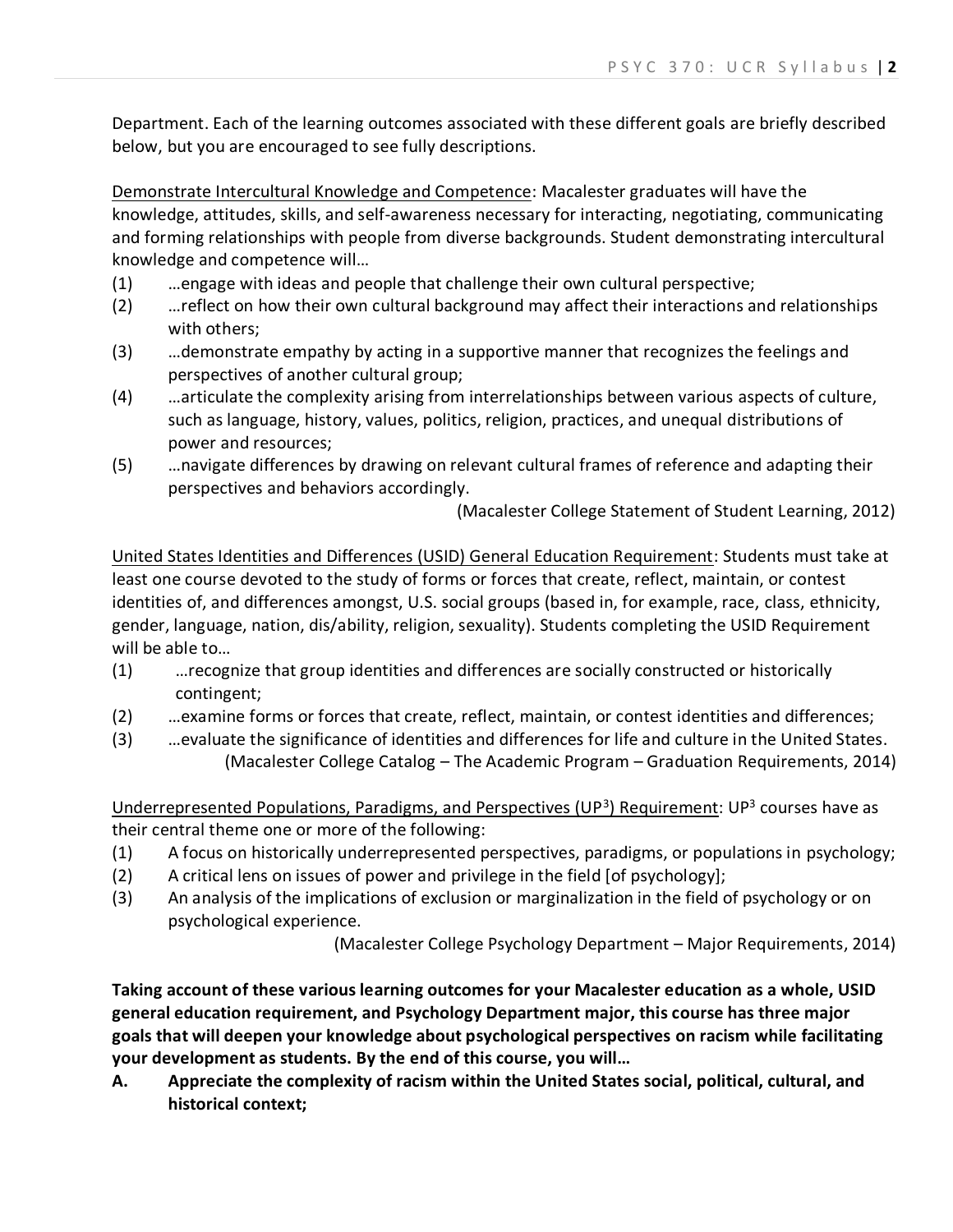Department. Each of the learning outcomes associated with these different goals are briefly described below, but you are encouraged to see fully descriptions.

<u>Demonstrate Intercultural Knowledge and Competence</u>: Macalester graduates will have the knowledge, attitudes, skills, and self-awareness necessary for interacting, negotiating, communicating and forming relationships with people from diverse backgrounds. Student demonstrating intercultural knowledge and competence will…

(1) …engage with ideas and people that challenge their own cultural perspective;
(2) …reflect on how their own cultural background may affect their interactions and relationships with others;
(3) …demonstrate empathy by acting in a supportive manner that recognizes the feelings and perspectives of another cultural group;
(4) …articulate the complexity arising from interrelationships between various aspects of culture, such as language, history, values, politics, religion, practices, and unequal distributions of power and resources;
(5) …navigate differences by drawing on relevant cultural frames of reference and adapting their perspectives and behaviors accordingly.

(Macalester College Statement of Student Learning, 2012)

<u>United States Identities and Differences (USID) General Education Requirement</u>: Students must take at least one course devoted to the study of forms or forces that create, reflect, maintain, or contest identities of, and differences amongst, U.S. social groups (based in, for example, race, class, ethnicity, gender, language, nation, dis/ability, religion, sexuality). Students completing the USID Requirement will be able to…

(1) …recognize that group identities and differences are socially constructed or historically contingent;
(2) …examine forms or forces that create, reflect, maintain, or contest identities and differences;
(3) …evaluate the significance of identities and differences for life and culture in the United States.

(Macalester College Catalog – The Academic Program – Graduation Requirements, 2014)

<u>Underrepresented Populations, Paradigms, and Perspectives (UP$^3$) Requirement</u>: UP$^3$ courses have as their central theme one or more of the following:

(1) A focus on historically underrepresented perspectives, paradigms, or populations in psychology;
(2) A critical lens on issues of power and privilege in the field [of psychology];
(3) An analysis of the implications of exclusion or marginalization in the field of psychology or on psychological experience.

(Macalester College Psychology Department – Major Requirements, 2014)

**Taking account of these various learning outcomes for your Macalester education as a whole, USID general education requirement, and Psychology Department major, this course has three major goals that will deepen your knowledge about psychological perspectives on racism while facilitating your development as students. By the end of this course, you will…**

**A. Appreciate the complexity of racism within the United States social, political, cultural, and historical context;**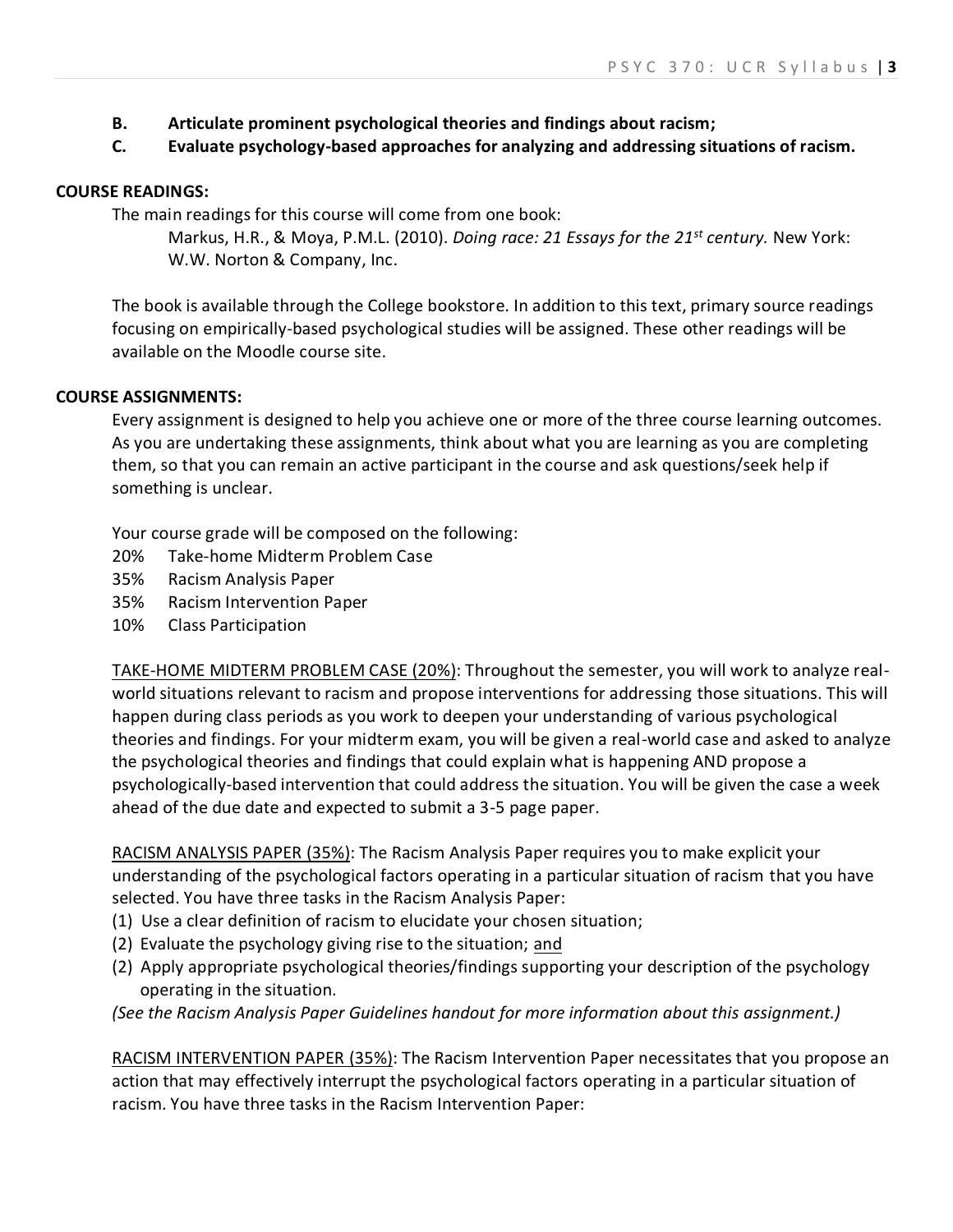**B. Articulate prominent psychological theories and findings about racism;**

**C. Evaluate psychology-based approaches for analyzing and addressing situations of racism.**

**COURSE READINGS:**

The main readings for this course will come from one book:

Markus, H.R., & Moya, P.M.L. (2010). *Doing race: 21 Essays for the 21st century.* New York: W.W. Norton & Company, Inc.

The book is available through the College bookstore. In addition to this text, primary source readings focusing on empirically-based psychological studies will be assigned. These other readings will be available on the Moodle course site.

**COURSE ASSIGNMENTS:**

Every assignment is designed to help you achieve one or more of the three course learning outcomes. As you are undertaking these assignments, think about what you are learning as you are completing them, so that you can remain an active participant in the course and ask questions/seek help if something is unclear.

Your course grade will be composed on the following:

- 20% Take-home Midterm Problem Case
- 35% Racism Analysis Paper
- 35% Racism Intervention Paper
- 10% Class Participation

<u>TAKE-HOME MIDTERM PROBLEM CASE (20%)</u>: Throughout the semester, you will work to analyze real-world situations relevant to racism and propose interventions for addressing those situations. This will happen during class periods as you work to deepen your understanding of various psychological theories and findings. For your midterm exam, you will be given a real-world case and asked to analyze the psychological theories and findings that could explain what is happening AND propose a psychologically-based intervention that could address the situation. You will be given the case a week ahead of the due date and expected to submit a 3-5 page paper.

<u>RACISM ANALYSIS PAPER (35%)</u>: The Racism Analysis Paper requires you to make explicit your understanding of the psychological factors operating in a particular situation of racism that you have selected. You have three tasks in the Racism Analysis Paper:

(1) Use a clear definition of racism to elucidate your chosen situation;
(2) Evaluate the psychology giving rise to the situation; <u>and</u>
(2) Apply appropriate psychological theories/findings supporting your description of the psychology operating in the situation.

*(See the Racism Analysis Paper Guidelines handout for more information about this assignment.)*

<u>RACISM INTERVENTION PAPER (35%)</u>: The Racism Intervention Paper necessitates that you propose an action that may effectively interrupt the psychological factors operating in a particular situation of racism. You have three tasks in the Racism Intervention Paper: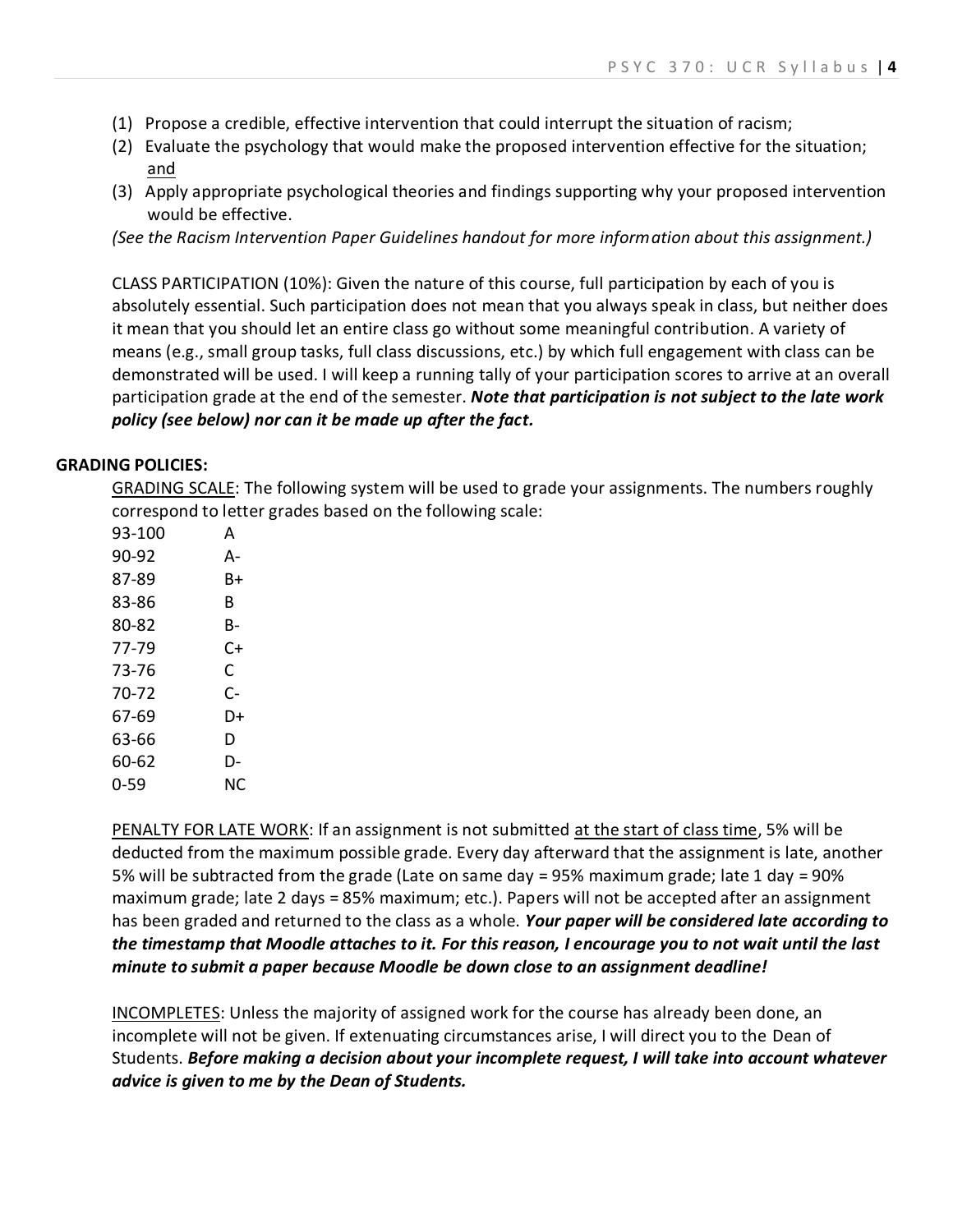(1) Propose a credible, effective intervention that could interrupt the situation of racism;
(2) Evaluate the psychology that would make the proposed intervention effective for the situation; and
(3) Apply appropriate psychological theories and findings supporting why your proposed intervention would be effective.

*(See the Racism Intervention Paper Guidelines handout for more information about this assignment.)*

CLASS PARTICIPATION (10%): Given the nature of this course, full participation by each of you is absolutely essential. Such participation does not mean that you always speak in class, but neither does it mean that you should let an entire class go without some meaningful contribution. A variety of means (e.g., small group tasks, full class discussions, etc.) by which full engagement with class can be demonstrated will be used. I will keep a running tally of your participation scores to arrive at an overall participation grade at the end of the semester. ***Note that participation is not subject to the late work policy (see below) nor can it be made up after the fact.***

**GRADING POLICIES:**

GRADING SCALE: The following system will be used to grade your assignments. The numbers roughly correspond to letter grades based on the following scale:

| | |
|---|---|
| 93-100 | A |
| 90-92 | A- |
| 87-89 | B+ |
| 83-86 | B |
| 80-82 | B- |
| 77-79 | C+ |
| 73-76 | C |
| 70-72 | C- |
| 67-69 | D+ |
| 63-66 | D |
| 60-62 | D- |
| 0-59 | NC |

PENALTY FOR LATE WORK: If an assignment is not submitted at the start of class time, 5% will be deducted from the maximum possible grade. Every day afterward that the assignment is late, another 5% will be subtracted from the grade (Late on same day = 95% maximum grade; late 1 day = 90% maximum grade; late 2 days = 85% maximum; etc.). Papers will not be accepted after an assignment has been graded and returned to the class as a whole. ***Your paper will be considered late according to the timestamp that Moodle attaches to it. For this reason, I encourage you to not wait until the last minute to submit a paper because Moodle be down close to an assignment deadline!***

INCOMPLETES: Unless the majority of assigned work for the course has already been done, an incomplete will not be given. If extenuating circumstances arise, I will direct you to the Dean of Students. ***Before making a decision about your incomplete request, I will take into account whatever advice is given to me by the Dean of Students.***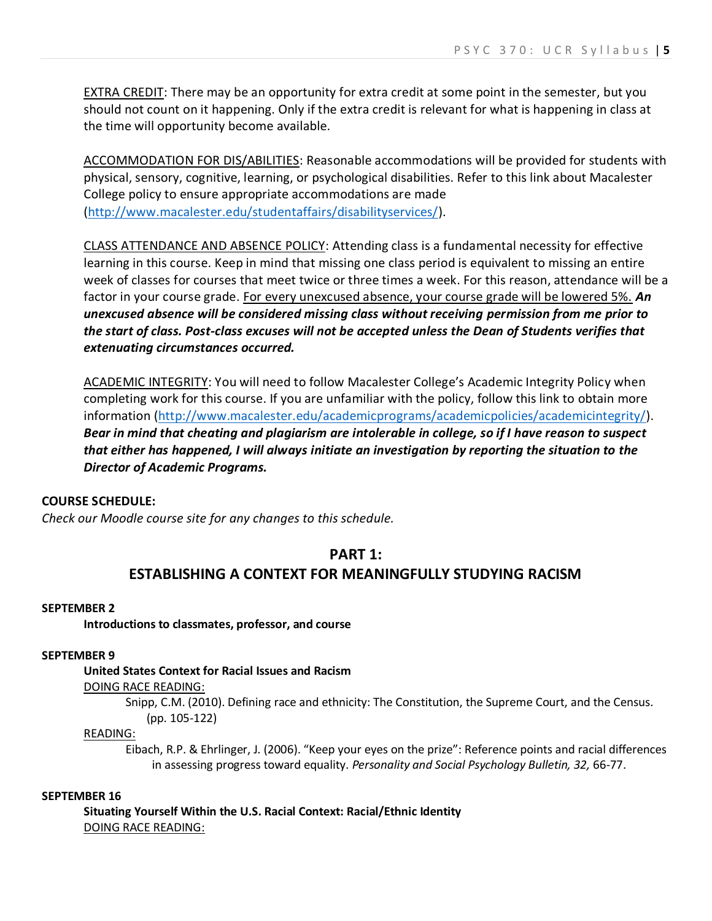<u>EXTRA CREDIT</u>: There may be an opportunity for extra credit at some point in the semester, but you should not count on it happening. Only if the extra credit is relevant for what is happening in class at the time will opportunity become available.

<u>ACCOMMODATION FOR DIS/ABILITIES</u>: Reasonable accommodations will be provided for students with physical, sensory, cognitive, learning, or psychological disabilities. Refer to this link about Macalester College policy to ensure appropriate accommodations are made (http://www.macalester.edu/studentaffairs/disabilityservices/).

<u>CLASS ATTENDANCE AND ABSENCE POLICY</u>: Attending class is a fundamental necessity for effective learning in this course. Keep in mind that missing one class period is equivalent to missing an entire week of classes for courses that meet twice or three times a week. For this reason, attendance will be a factor in your course grade. <u>For every unexcused absence, your course grade will be lowered 5%.</u> ***An unexcused absence will be considered missing class without receiving permission from me prior to the start of class. Post-class excuses will not be accepted unless the Dean of Students verifies that extenuating circumstances occurred.***

<u>ACADEMIC INTEGRITY</u>: You will need to follow Macalester College's Academic Integrity Policy when completing work for this course. If you are unfamiliar with the policy, follow this link to obtain more information (http://www.macalester.edu/academicprograms/academicpolicies/academicintegrity/). ***Bear in mind that cheating and plagiarism are intolerable in college, so if I have reason to suspect that either has happened, I will always initiate an investigation by reporting the situation to the Director of Academic Programs.***

**COURSE SCHEDULE:**

*Check our Moodle course site for any changes to this schedule.*

## PART 1:
## ESTABLISHING A CONTEXT FOR MEANINGFULLY STUDYING RACISM

**SEPTEMBER 2**

**Introductions to classmates, professor, and course**

**SEPTEMBER 9**

**United States Context for Racial Issues and Racism**

<u>DOING RACE READING:</u>

Snipp, C.M. (2010). Defining race and ethnicity: The Constitution, the Supreme Court, and the Census. (pp. 105-122)

<u>READING:</u>

Eibach, R.P. & Ehrlinger, J. (2006). "Keep your eyes on the prize": Reference points and racial differences in assessing progress toward equality. *Personality and Social Psychology Bulletin, 32,* 66-77.

**SEPTEMBER 16**

**Situating Yourself Within the U.S. Racial Context: Racial/Ethnic Identity**

<u>DOING RACE READING:</u>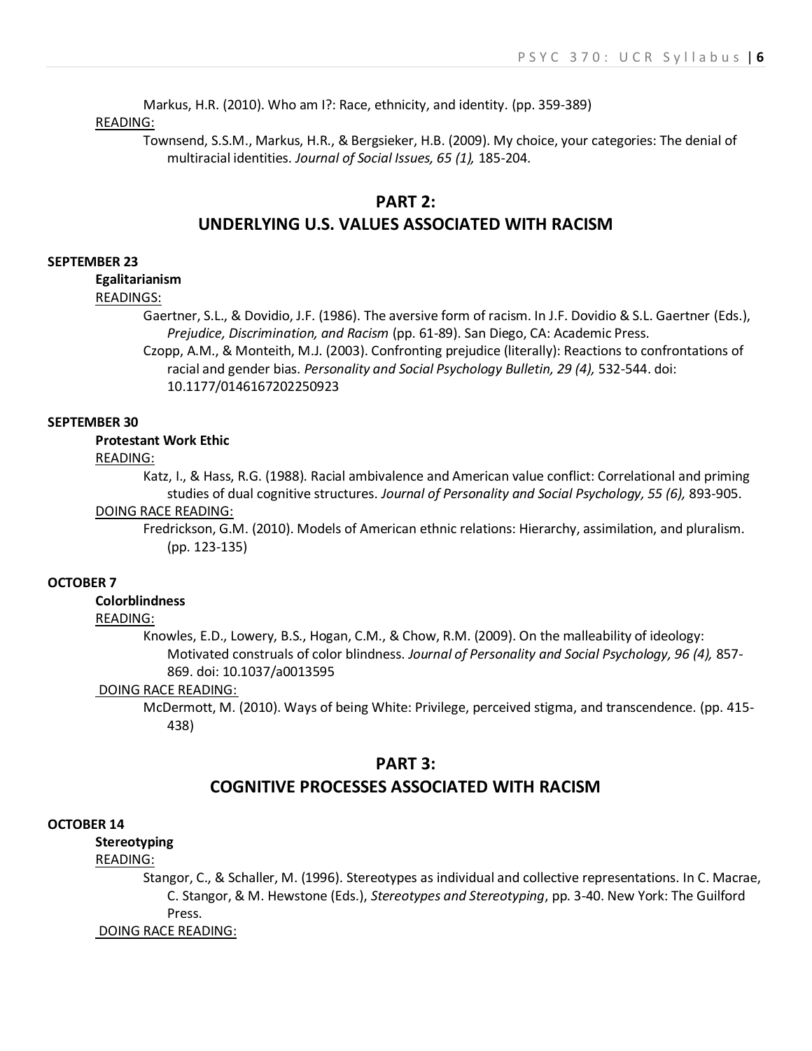Markus, H.R. (2010). Who am I?: Race, ethnicity, and identity. (pp. 359-389)

READING:

Townsend, S.S.M., Markus, H.R., & Bergsieker, H.B. (2009). My choice, your categories: The denial of multiracial identities. *Journal of Social Issues, 65 (1),* 185-204.

## PART 2:
## UNDERLYING U.S. VALUES ASSOCIATED WITH RACISM

**SEPTEMBER 23**

**Egalitarianism**

READINGS:

Gaertner, S.L., & Dovidio, J.F. (1986). The aversive form of racism. In J.F. Dovidio & S.L. Gaertner (Eds.), *Prejudice, Discrimination, and Racism* (pp. 61-89). San Diego, CA: Academic Press.

Czopp, A.M., & Monteith, M.J. (2003). Confronting prejudice (literally): Reactions to confrontations of racial and gender bias. *Personality and Social Psychology Bulletin, 29 (4),* 532-544. doi: 10.1177/0146167202250923

**SEPTEMBER 30**

**Protestant Work Ethic**

READING:

Katz, I., & Hass, R.G. (1988). Racial ambivalence and American value conflict: Correlational and priming studies of dual cognitive structures. *Journal of Personality and Social Psychology, 55 (6),* 893-905.

DOING RACE READING:

Fredrickson, G.M. (2010). Models of American ethnic relations: Hierarchy, assimilation, and pluralism. (pp. 123-135)

**OCTOBER 7**

**Colorblindness**

READING:

Knowles, E.D., Lowery, B.S., Hogan, C.M., & Chow, R.M. (2009). On the malleability of ideology: Motivated construals of color blindness. *Journal of Personality and Social Psychology, 96 (4),* 857-869. doi: 10.1037/a0013595

DOING RACE READING:

McDermott, M. (2010). Ways of being White: Privilege, perceived stigma, and transcendence. (pp. 415-438)

## PART 3:
## COGNITIVE PROCESSES ASSOCIATED WITH RACISM

**OCTOBER 14**

**Stereotyping**

READING:

Stangor, C., & Schaller, M. (1996). Stereotypes as individual and collective representations. In C. Macrae, C. Stangor, & M. Hewstone (Eds.), *Stereotypes and Stereotyping*, pp. 3-40. New York: The Guilford Press.

DOING RACE READING: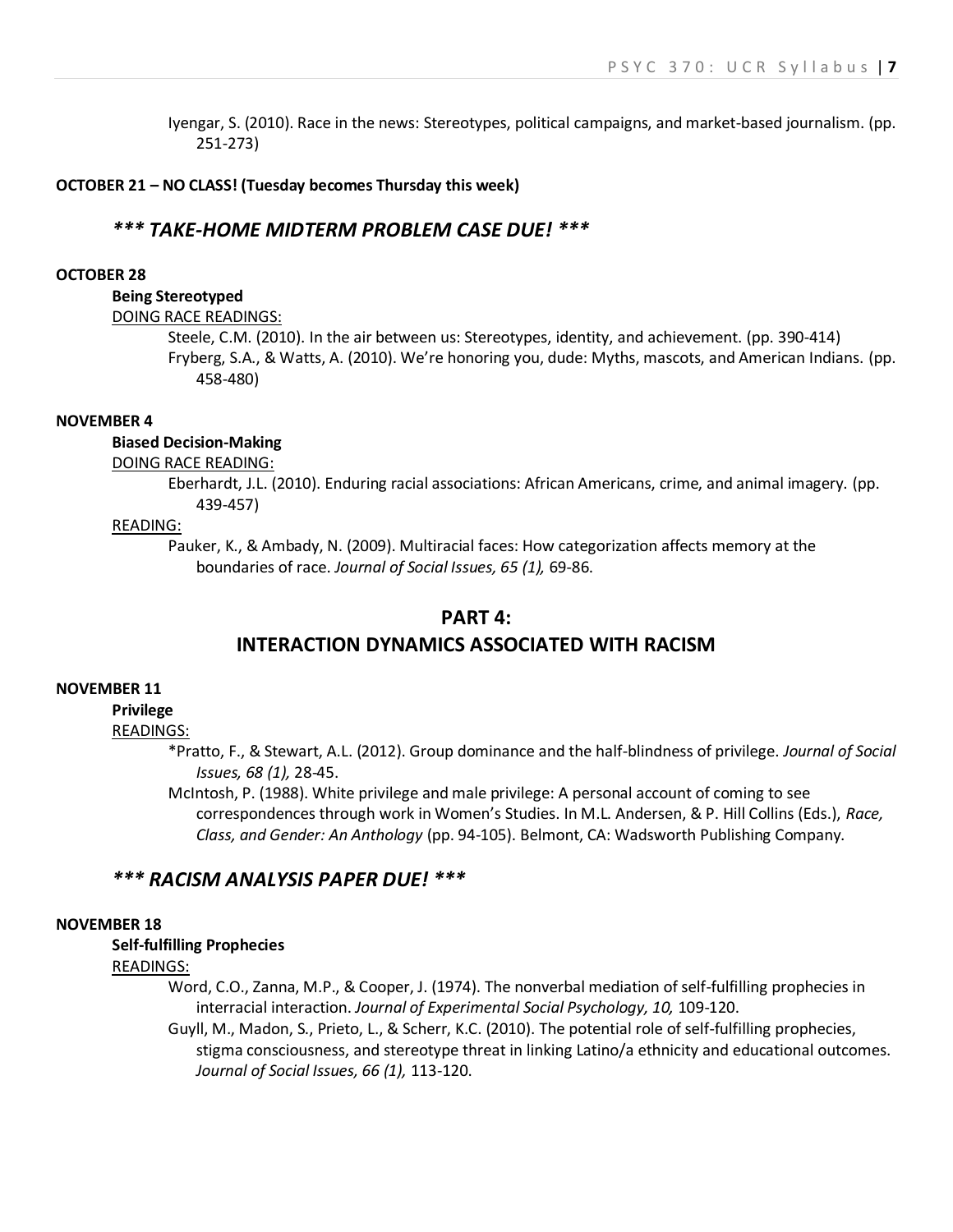Iyengar, S. (2010). Race in the news: Stereotypes, political campaigns, and market-based journalism. (pp. 251-273)

**OCTOBER 21 – NO CLASS! (Tuesday becomes Thursday this week)**

### ***\*\*\* TAKE-HOME MIDTERM PROBLEM CASE DUE! \*\*\****

**OCTOBER 28**

**Being Stereotyped**

DOING RACE READINGS:

Steele, C.M. (2010). In the air between us: Stereotypes, identity, and achievement. (pp. 390-414)

Fryberg, S.A., & Watts, A. (2010). We're honoring you, dude: Myths, mascots, and American Indians. (pp. 458-480)

**NOVEMBER 4**

**Biased Decision-Making**

DOING RACE READING:

Eberhardt, J.L. (2010). Enduring racial associations: African Americans, crime, and animal imagery. (pp. 439-457)

READING:

Pauker, K., & Ambady, N. (2009). Multiracial faces: How categorization affects memory at the boundaries of race. *Journal of Social Issues, 65 (1),* 69-86.

## PART 4:
## INTERACTION DYNAMICS ASSOCIATED WITH RACISM

**NOVEMBER 11**

**Privilege**

READINGS:

*Pratto, F., & Stewart, A.L. (2012). Group dominance and the half-blindness of privilege. *Journal of Social Issues, 68 (1),* 28-45.

McIntosh, P. (1988). White privilege and male privilege: A personal account of coming to see correspondences through work in Women's Studies. In M.L. Andersen, & P. Hill Collins (Eds.), *Race, Class, and Gender: An Anthology* (pp. 94-105). Belmont, CA: Wadsworth Publishing Company.

### ***\*\*\* RACISM ANALYSIS PAPER DUE! \*\*\****

**NOVEMBER 18**

**Self-fulfilling Prophecies**

READINGS:

Word, C.O., Zanna, M.P., & Cooper, J. (1974). The nonverbal mediation of self-fulfilling prophecies in interracial interaction. *Journal of Experimental Social Psychology, 10,* 109-120.

Guyll, M., Madon, S., Prieto, L., & Scherr, K.C. (2010). The potential role of self-fulfilling prophecies, stigma consciousness, and stereotype threat in linking Latino/a ethnicity and educational outcomes. *Journal of Social Issues, 66 (1),* 113-120.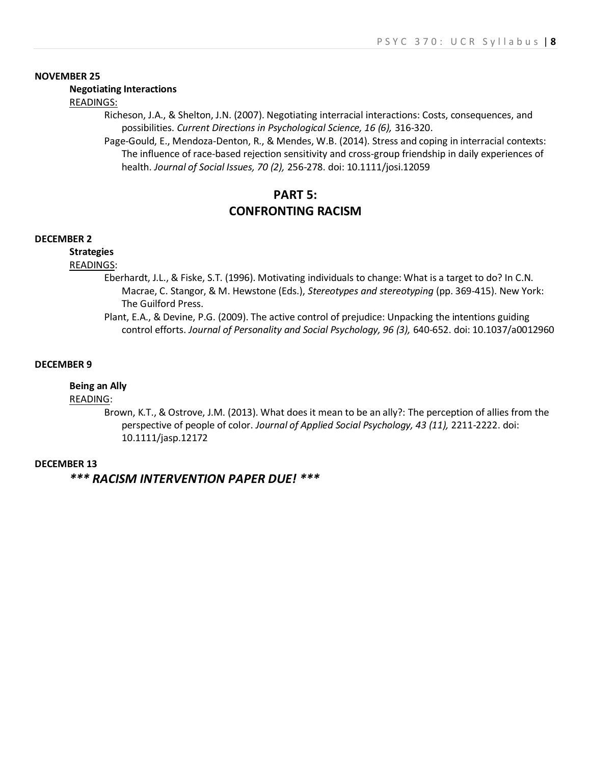**NOVEMBER 25**

**Negotiating Interactions**

READINGS:

Richeson, J.A., & Shelton, J.N. (2007). Negotiating interracial interactions: Costs, consequences, and possibilities. *Current Directions in Psychological Science, 16 (6),* 316-320.

Page-Gould, E., Mendoza-Denton, R., & Mendes, W.B. (2014). Stress and coping in interracial contexts: The influence of race-based rejection sensitivity and cross-group friendship in daily experiences of health. *Journal of Social Issues, 70 (2),* 256-278. doi: 10.1111/josi.12059

## PART 5: CONFRONTING RACISM

**DECEMBER 2**

**Strategies**

READINGS:

Eberhardt, J.L., & Fiske, S.T. (1996). Motivating individuals to change: What is a target to do? In C.N. Macrae, C. Stangor, & M. Hewstone (Eds.), *Stereotypes and stereotyping* (pp. 369-415). New York: The Guilford Press.

Plant, E.A., & Devine, P.G. (2009). The active control of prejudice: Unpacking the intentions guiding control efforts. *Journal of Personality and Social Psychology, 96 (3),* 640-652. doi: 10.1037/a0012960

**DECEMBER 9**

**Being an Ally**

READING:

Brown, K.T., & Ostrove, J.M. (2013). What does it mean to be an ally?: The perception of allies from the perspective of people of color. *Journal of Applied Social Psychology, 43 (11),* 2211-2222. doi: 10.1111/jasp.12172

**DECEMBER 13**

***\*\*\* RACISM INTERVENTION PAPER DUE! \*\*\****